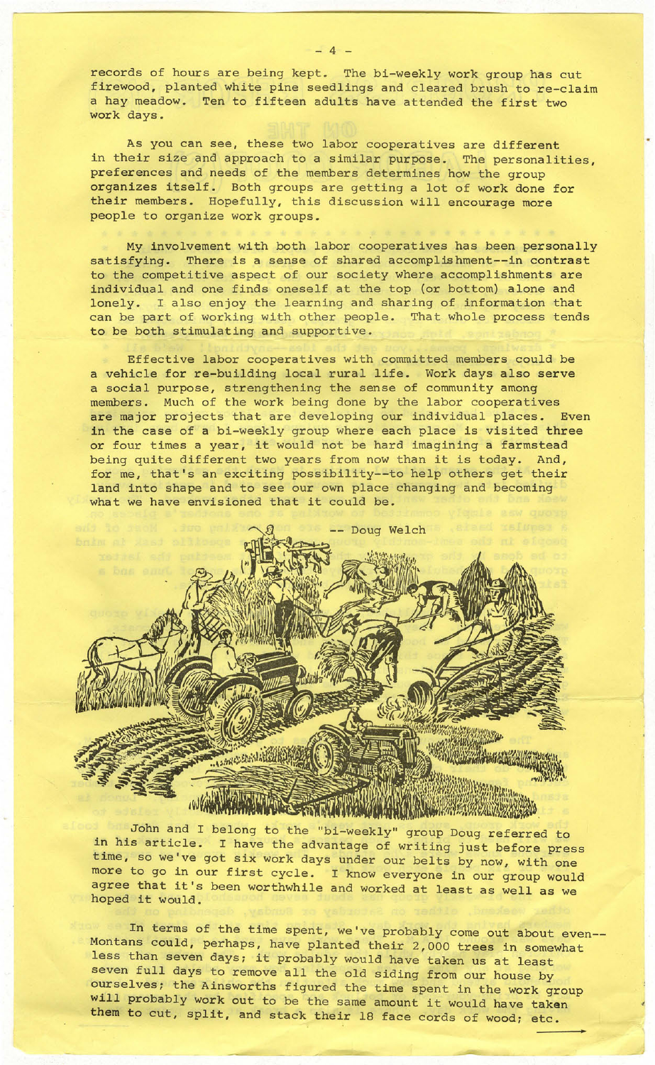records of hours are being kept. The bi-weekly work group has cut firewood, planted white pine seedlings and cleared brush to re-claim a hay meadow. Ten to fifteen adults have attended the first two work days.

As you can see, these two labor cooperatives are different in their size and approach to a similar purpose. The personalities, preferences and needs of the members determines how the group organizes itself. Both groups are getting a lot of work done for their members. Hopefully, this discussion will encourage more people to organize work groups.

My involvement with both labor cooperatives has been personally satisfying. There is a sense of shared accomplishment--in contrast to the competitive aspect of our society where accomplishments are individual and one finds oneself at the top (or bottom) alone and lonely. I also enjoy the learning and sharing of information that can be part of working with other people. That whole process tends to be both stimulating and supportive.

Effective labor cooperatives with committed members could be a vehicle for re-building local rural life. Work days also serve a social purpose, strengthening the sense of community among members. Much of the work being done by the labor cooperatives are major projects that are developing our individual places. Even in the case of a bi-weekly group where each place is visited three or four times a year, it would not be hard imagining a farmstead being quite different two years from now than it is today. And, for me, that's an exciting possibility--to help others get their land into shape and to see our own place changing and becoming what we have envisioned that it could be.

-- Doug Welch

John and I belong to the "bi-weekly" group Doug referred to in his article. I have the advantage of writing just before press time, so we've got six work days under our belts by now, with one more to go in our first cycle. I know everyone in our group would agree that it's been worthwhile and worked at least as well as we hoped it would.

In terms of the time spent, we've probably come out about even--Montans could, perhaps, have planted their 2,000 trees in somewhat less than seven days; it probably would have taken us at least seven full days to remove all the old siding from our house by ourselves; the Ainsworths figured the time spent in the work group will probably work out to be the same amount it would have taken them to cut, split, and stack their 18 face cords of wood; etc.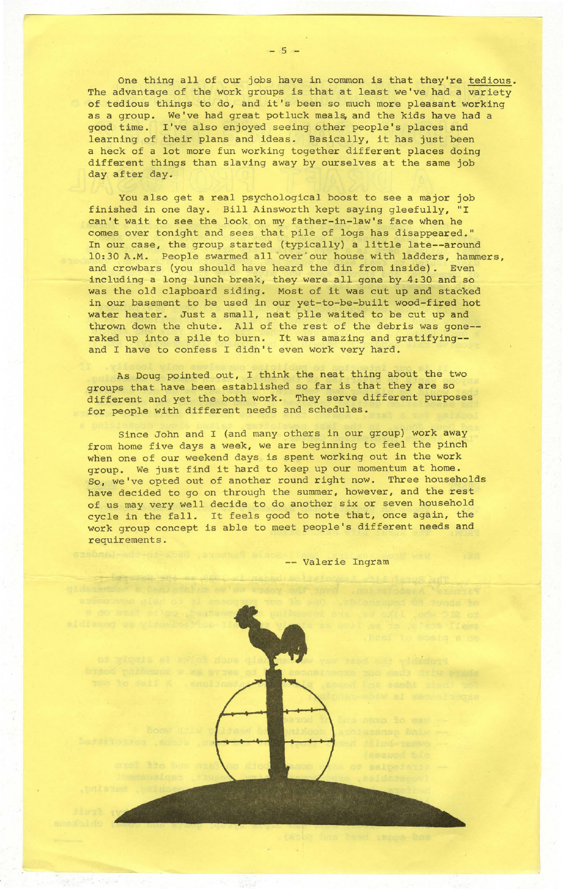One thing all of our jobs have in common is that they're tedious. The advantage of the work groups is that at least we've had a variety of tedious things to do, and it's been so much more pleasant working as a group. We've had great potluck meals, and the kids have had a good time. I've also enjoyed seeing other people's places and learning of their plans and ideas. Basically, it has just been a heck of a lot more fun working together different places doing different things than slaving away by ourselves at the same job day after day.

You also get a real psychological boost to see a major job finished in one day. Bill Ainsworth kept saying gleefully, "I can't wait to see the look on my father-in-law's face when he comes over tonight and sees that pile of logs has disappeared." In our case, the group started (typically) a little late--around 10:30 A.M. People swarmed all over our house with ladders, hammers, and crowbars (you should have heard the din from inside). Even including a long lunch break, they were all gone by 4:30 and so was the old clapboard siding. Most of it was cut up and stacked in our basement to be used in our yet-to-be-built wood-fired hot water heater. Just a small, neat pile waited to be cut up and thrown down the chute. All of the rest of the debris was gone--raked up into a pile to burn. It was amazing and gratifying--and I have to confess I didn't even work very hard.

As Doug pointed out, I think the neat thing about the two groups that have been established so far is that they are so different and yet the both work. They serve different purposes for people with different needs and schedules.

Since John and I (and many others in our group) work away from home five days a week, we are beginning to feel the pinch when one of our weekend days is spent working out in the work group. We just find it hard to keep up our momentum at home. So, we've opted out of another round right now. Three households have decided to go on through the summer, however, and the rest of us may very well decide to do another six or seven household cycle in the fall. It feels good to note that, once again, the work group concept is able to meet people's different needs and requirements.

-- Valerie Ingram